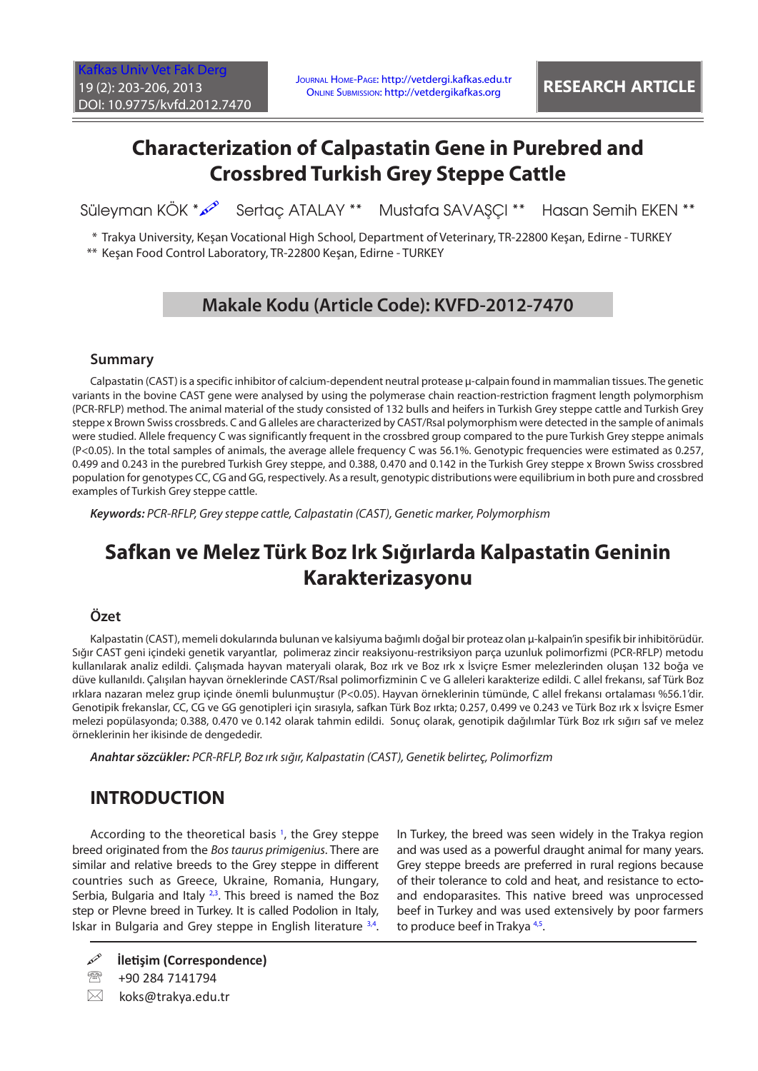RESEARCH ARTICLE

# Characterization of Calpastatin Gene in Purebred and Crossbred Turkish Grey Steppe Cattle

Süleyman KÖK * Sertaç ATALAY ** Mustafa SAVAŞÇI ** Hasan Semih EKEN **

\* Trakya University, Keşan Vocational High School, Department of Veterinary, TR-22800 Keşan, Edirne - TURKEY

\*\* Keşan Food Control Laboratory, TR-22800 Keşan, Edirne - TURKEY

## Makale Kodu (Article Code): KVFD-2012-7470

### Summary

Calpastatin (CAST) is a specific inhibitor of calcium-dependent neutral protease μ-calpain found in mammalian tissues. The genetic variants in the bovine CAST gene were analysed by using the polymerase chain reaction-restriction fragment length polymorphism (PCR-RFLP) method. The animal material of the study consisted of 132 bulls and heifers in Turkish Grey steppe cattle and Turkish Grey steppe x Brown Swiss crossbreds. C and G alleles are characterized by CAST/RsaI polymorphism were detected in the sample of animals were studied. Allele frequency C was significantly frequent in the crossbred group compared to the pure Turkish Grey steppe animals ($P<0.05$). In the total samples of animals, the average allele frequency C was 56.1%. Genotypic frequencies were estimated as 0.257, 0.499 and 0.243 in the purebred Turkish Grey steppe, and 0.388, 0.470 and 0.142 in the Turkish Grey steppe x Brown Swiss crossbred population for genotypes CC, CG and GG, respectively. As a result, genotypic distributions were equilibrium in both pure and crossbred examples of Turkish Grey steppe cattle.

***Keywords:*** *PCR-RFLP, Grey steppe cattle, Calpastatin (CAST), Genetic marker, Polymorphism*

# Safkan ve Melez Türk Boz Irk Sığırlarda Kalpastatin Geninin Karakterizasyonu

### Özet

Kalpastatin (CAST), memeli dokularında bulunan ve kalsiyuma bağımlı doğal bir proteaz olan μ-kalpain'in spesifik bir inhibitörüdür. Sığır CAST geni içindeki genetik varyantlar, polimeraz zincir reaksiyonu-restriksiyon parça uzunluk polimorfizmi (PCR-RFLP) metodu kullanılarak analiz edildi. Çalışmada hayvan materyali olarak, Boz ırk ve Boz ırk x İsviçre Esmer melezlerinden oluşan 132 boğa ve düve kullanıldı. Çalışılan hayvan örneklerinde CAST/RsaI polimorfizminin C ve G alleleri karakterize edildi. C allel frekansı, saf Türk Boz ırklara nazaran melez grup içinde önemli bulunmuştur ($P<0.05$). Hayvan örneklerinin tümünde, C allel frekansı ortalaması %56.1'dir. Genotipik frekanslar, CC, CG ve GG genotipleri için sırasıyla, safkan Türk Boz ırkta; 0.257, 0.499 ve 0.243 ve Türk Boz ırk x İsviçre Esmer melezi popülasyonda; 0.388, 0.470 ve 0.142 olarak tahmin edildi. Sonuç olarak, genotipik dağılımlar Türk Boz ırk sığırı saf ve melez örneklerinin her ikisinde de dengededir.

***Anahtar sözcükler:*** *PCR-RFLP, Boz ırk sığır, Kalpastatin (CAST), Genetik belirteç, Polimorfizm*

## INTRODUCTION

According to the theoretical basis [1], the Grey steppe breed originated from the *Bos taurus primigenius*. There are similar and relative breeds to the Grey steppe in different countries such as Greece, Ukraine, Romania, Hungary, Serbia, Bulgaria and Italy [2,3]. This breed is named the Boz step or Plevne breed in Turkey. It is called Podolion in Italy, Iskar in Bulgaria and Grey steppe in English literature [3,4]. In Turkey, the breed was seen widely in the Trakya region and was used as a powerful draught animal for many years. Grey steppe breeds are preferred in rural regions because of their tolerance to cold and heat, and resistance to ecto- and endoparasites. This native breed was unprocessed beef in Turkey and was used extensively by poor farmers to produce beef in Trakya [4,5].

**İletişim (Correspondence)**

+90 284 7141794

koks@trakya.edu.tr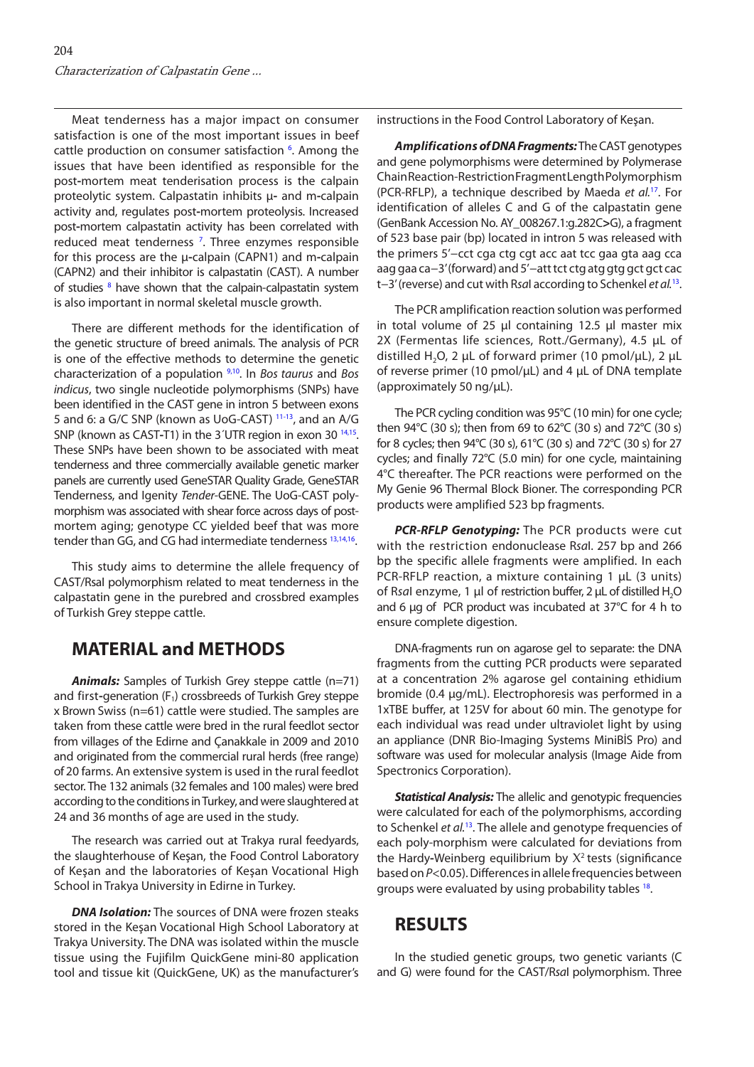Meat tenderness has a major impact on consumer satisfaction is one of the most important issues in beef cattle production on consumer satisfaction [6]. Among the issues that have been identified as responsible for the post-mortem meat tenderisation process is the calpain proteolytic system. Calpastatin inhibits µ- and m-calpain activity and, regulates post-mortem proteolysis. Increased post-mortem calpastatin activity has been correlated with reduced meat tenderness [7]. Three enzymes responsible for this process are the µ-calpain (CAPN1) and m-calpain (CAPN2) and their inhibitor is calpastatin (CAST). A number of studies [8] have shown that the calpain-calpastatin system is also important in normal skeletal muscle growth.

There are different methods for the identification of the genetic structure of breed animals. The analysis of PCR is one of the effective methods to determine the genetic characterization of a population [9,10]. In *Bos taurus* and *Bos indicus*, two single nucleotide polymorphisms (SNPs) have been identified in the CAST gene in intron 5 between exons 5 and 6: a G/C SNP (known as UoG-CAST) [11-13], and an A/G SNP (known as CAST-T1) in the 3´UTR region in exon 30 [14,15]. These SNPs have been shown to be associated with meat tenderness and three commercially available genetic marker panels are currently used GeneSTAR Quality Grade, GeneSTAR Tenderness, and Igenity *Tender*-GENE. The UoG-CAST polymorphism was associated with shear force across days of post-mortem aging; genotype CC yielded beef that was more tender than GG, and CG had intermediate tenderness [13,14,16].

This study aims to determine the allele frequency of CAST/RsaI polymorphism related to meat tenderness in the calpastatin gene in the purebred and crossbred examples of Turkish Grey steppe cattle.

## MATERIAL and METHODS

***Animals:*** Samples of Turkish Grey steppe cattle (n=71) and first-generation ($F_1$) crossbreeds of Turkish Grey steppe x Brown Swiss (n=61) cattle were studied. The samples are taken from these cattle were bred in the rural feedlot sector from villages of the Edirne and Çanakkale in 2009 and 2010 and originated from the commercial rural herds (free range) of 20 farms. An extensive system is used in the rural feedlot sector. The 132 animals (32 females and 100 males) were bred according to the conditions in Turkey, and were slaughtered at 24 and 36 months of age are used in the study.

The research was carried out at Trakya rural feedyards, the slaughterhouse of Keşan, the Food Control Laboratory of Keşan and the laboratories of Keşan Vocational High School in Trakya University in Edirne in Turkey.

***DNA Isolation:*** The sources of DNA were frozen steaks stored in the Keşan Vocational High School Laboratory at Trakya University. The DNA was isolated within the muscle tissue using the Fujifilm QuickGene mini-80 application tool and tissue kit (QuickGene, UK) as the manufacturer's instructions in the Food Control Laboratory of Keşan.

***Amplifications of DNA Fragments:*** The CAST genotypes and gene polymorphisms were determined by Polymerase Chain Reaction-Restriction Fragment Length Polymorphism (PCR-RFLP), a technique described by Maeda *et al.*[17]. For identification of alleles C and G of the calpastatin gene (GenBank Accession No. AY_008267.1:g.282C>G), a fragment of 523 base pair (bp) located in intron 5 was released with the primers 5′−cct cga ctg cgt acc aat tcc gaa gta aag cca aag gaa ca−3′ (forward) and 5′−att tct ctg atg gtg gct gct cac t−3′ (reverse) and cut with R*sa*I according to Schenkel *et al.*[13].

The PCR amplification reaction solution was performed in total volume of 25 µl containing 12.5 µl master mix 2X (Fermentas life sciences, Rott./Germany), 4.5 µL of distilled $H_2O$, 2 µL of forward primer (10 pmol/µL), 2 µL of reverse primer (10 pmol/µL) and 4 µL of DNA template (approximately 50 ng/µL).

The PCR cycling condition was 95°C (10 min) for one cycle; then 94°C (30 s); then from 69 to 62°C (30 s) and 72°C (30 s) for 8 cycles; then 94°C (30 s), 61°C (30 s) and 72°C (30 s) for 27 cycles; and finally 72°C (5.0 min) for one cycle, maintaining 4°C thereafter. The PCR reactions were performed on the My Genie 96 Thermal Block Bioner. The corresponding PCR products were amplified 523 bp fragments.

***PCR-RFLP Genotyping:*** The PCR products were cut with the restriction endonuclease R*sa*I. 257 bp and 266 bp the specific allele fragments were amplified. In each PCR-RFLP reaction, a mixture containing 1 µL (3 units) of R*sa*I enzyme, 1 µl of restriction buffer, 2 µL of distilled $H_2O$ and 6 µg of PCR product was incubated at 37°C for 4 h to ensure complete digestion.

DNA-fragments run on agarose gel to separate: the DNA fragments from the cutting PCR products were separated at a concentration 2% agarose gel containing ethidium bromide (0.4 µg/mL). Electrophoresis was performed in a 1xTBE buffer, at 125V for about 60 min. The genotype for each individual was read under ultraviolet light by using an appliance (DNR Bio-Imaging Systems MiniBİS Pro) and software was used for molecular analysis (Image Aide from Spectronics Corporation).

***Statistical Analysis:*** The allelic and genotypic frequencies were calculated for each of the polymorphisms, according to Schenkel *et al.*[13]. The allele and genotype frequencies of each poly-morphism were calculated for deviations from the Hardy-Weinberg equilibrium by $X^2$ tests (significance based on $P<0.05$). Differences in allele frequencies between groups were evaluated by using probability tables [18].

## RESULTS

In the studied genetic groups, two genetic variants (C and G) were found for the CAST/R*sa*I polymorphism. Three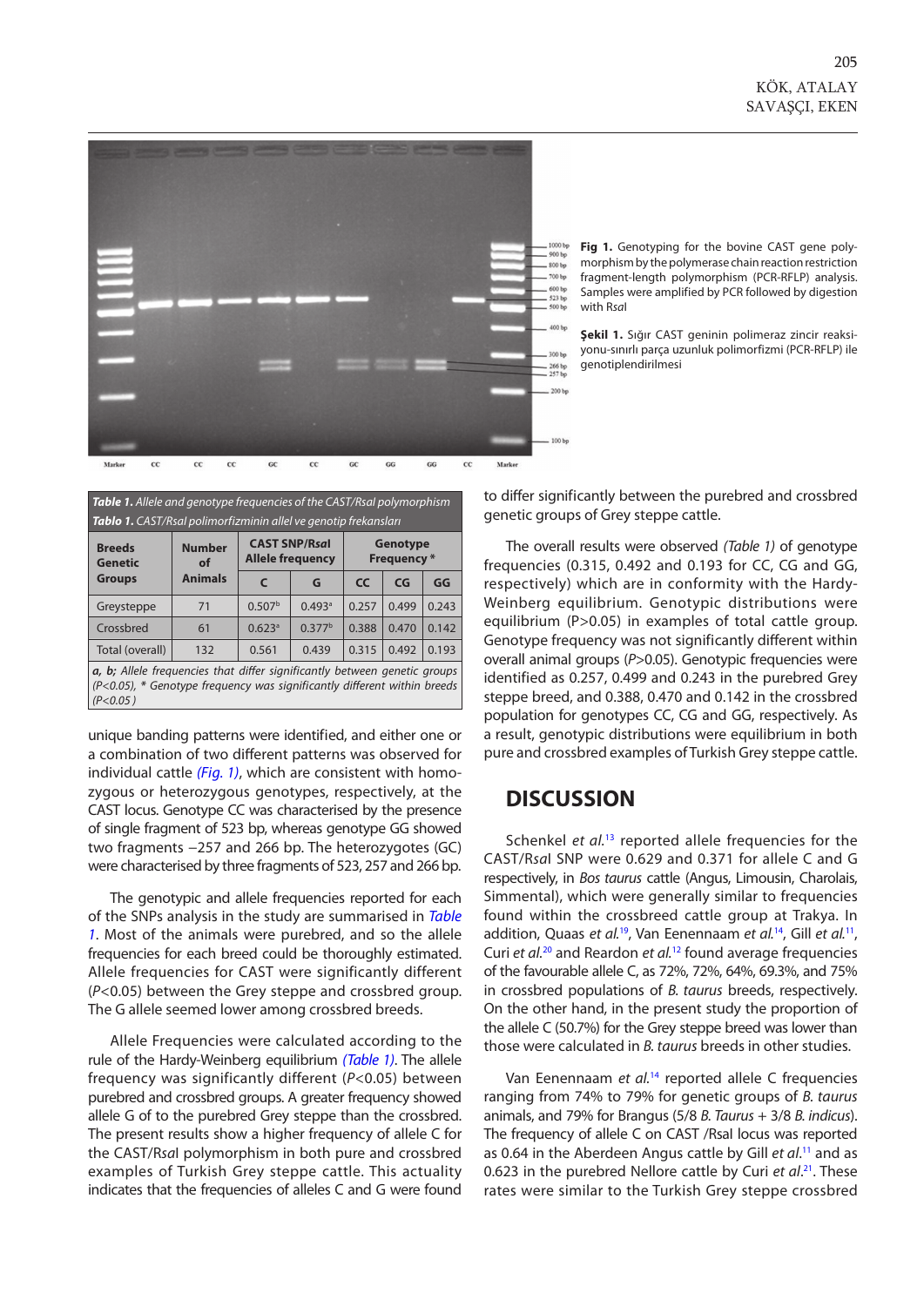Fig 1. Genotyping for the bovine CAST gene polymorphism by the polymerase chain reaction restriction fragment-length polymorphism (PCR-RFLP) analysis. Samples were amplified by PCR followed by digestion with *RsaI*

**Şekil 1.** Sığır CAST geninin polimeraz zincir reaksiyonu-sınırlı parça uzunluk polimorfizmi (PCR-RFLP) ile genotiplendirilmesi

**Table 1.** *Allele and genotype frequencies of the CAST/RsaI polymorphism*
**Tablo 1.** *CAST/RsaI polimorfizminin allel ve genotip frekansları*

| Breeds Genetic Groups | Number of Animals | CAST SNP/*RsaI* Allele frequency | | Genotype Frequency * | | |
|---|---|---|---|---|---|---|
| | | C | G | CC | CG | GG |
| Greysteppe | 71 | 0.507[b] | 0.493[a] | 0.257 | 0.499 | 0.243 |
| Crossbred | 61 | 0.623[a] | 0.377[b] | 0.388 | 0.470 | 0.142 |
| Total (overall) | 132 | 0.561 | 0.439 | 0.315 | 0.492 | 0.193 |

*a, b; Allele frequencies that differ significantly between genetic groups (P<0.05), * Genotype frequency was significantly different within breeds (P<0.05)*

unique banding patterns were identified, and either one or a combination of two different patterns was observed for individual cattle *(Fig. 1)*, which are consistent with homozygous or heterozygous genotypes, respectively, at the CAST locus. Genotype CC was characterised by the presence of single fragment of 523 bp, whereas genotype GG showed two fragments –257 and 266 bp. The heterozygotes (GC) were characterised by three fragments of 523, 257 and 266 bp.

The genotypic and allele frequencies reported for each of the SNPs analysis in the study are summarised in *Table 1*. Most of the animals were purebred, and so the allele frequencies for each breed could be thoroughly estimated. Allele frequencies for CAST were significantly different ($P<0.05$) between the Grey steppe and crossbred group. The G allele seemed lower among crossbred breeds.

Allele Frequencies were calculated according to the rule of the Hardy-Weinberg equilibrium *(Table 1)*. The allele frequency was significantly different ($P<0.05$) between purebred and crossbred groups. A greater frequency showed allele G of to the purebred Grey steppe than the crossbred. The present results show a higher frequency of allele C for the CAST/*RsaI* polymorphism in both pure and crossbred examples of Turkish Grey steppe cattle. This actuality indicates that the frequencies of alleles C and G were found to differ significantly between the purebred and crossbred genetic groups of Grey steppe cattle.

The overall results were observed *(Table 1)* of genotype frequencies (0.315, 0.492 and 0.193 for CC, CG and GG, respectively) which are in conformity with the Hardy-Weinberg equilibrium. Genotypic distributions were equilibrium (P>0.05) in examples of total cattle group. Genotype frequency was not significantly different within overall animal groups ($P>0.05$). Genotypic frequencies were identified as 0.257, 0.499 and 0.243 in the purebred Grey steppe breed, and 0.388, 0.470 and 0.142 in the crossbred population for genotypes CC, CG and GG, respectively. As a result, genotypic distributions were equilibrium in both pure and crossbred examples of Turkish Grey steppe cattle.

## DISCUSSION

Schenkel *et al.*[13] reported allele frequencies for the CAST/*RsaI* SNP were 0.629 and 0.371 for allele C and G respectively, in *Bos taurus* cattle (Angus, Limousin, Charolais, Simmental), which were generally similar to frequencies found within the crossbreed cattle group at Trakya. In addition, Quaas *et al.*[19], Van Eenennaam *et al.*[14], Gill *et al.*[11], Curi *et al.*[20] and Reardon *et al.*[12] found average frequencies of the favourable allele C, as 72%, 72%, 64%, 69.3%, and 75% in crossbred populations of *B. taurus* breeds, respectively. On the other hand, in the present study the proportion of the allele C (50.7%) for the Grey steppe breed was lower than those were calculated in *B. taurus* breeds in other studies.

Van Eenennaam *et al.*[14] reported allele C frequencies ranging from 74% to 79% for genetic groups of *B. taurus* animals, and 79% for Brangus (5/8 *B. Taurus* + 3/8 *B. indicus*). The frequency of allele C on CAST /RsaI locus was reported as 0.64 in the Aberdeen Angus cattle by Gill *et al.*[11] and as 0.623 in the purebred Nellore cattle by Curi *et al.*[21]. These rates were similar to the Turkish Grey steppe crossbred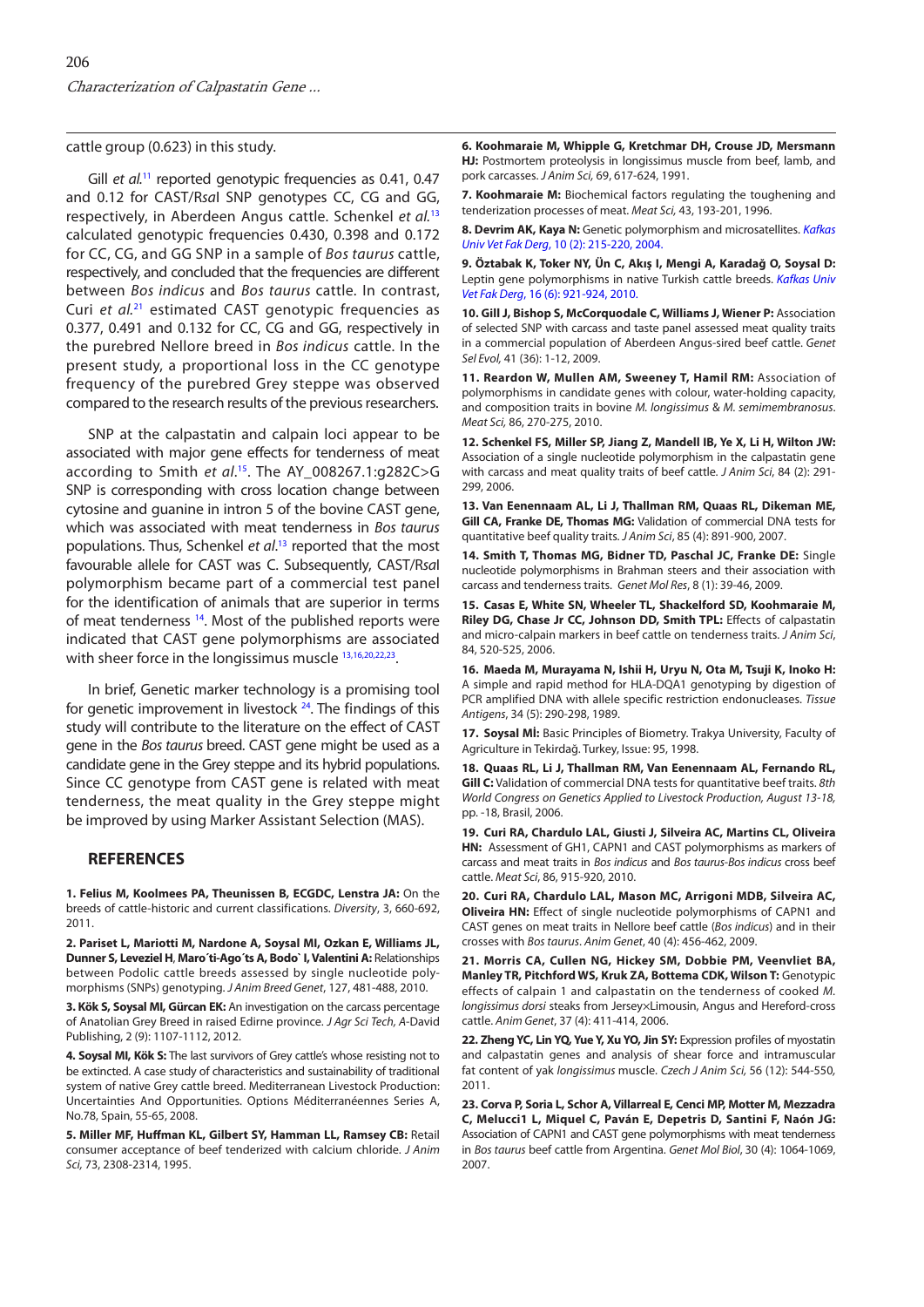cattle group (0.623) in this study.

Gill *et al.*[11] reported genotypic frequencies as 0.41, 0.47 and 0.12 for CAST/*Rsa*I SNP genotypes CC, CG and GG, respectively, in Aberdeen Angus cattle. Schenkel *et al.*[13] calculated genotypic frequencies 0.430, 0.398 and 0.172 for CC, CG, and GG SNP in a sample of *Bos taurus* cattle, respectively, and concluded that the frequencies are different between *Bos indicus* and *Bos taurus* cattle. In contrast, Curi *et al.*[21] estimated CAST genotypic frequencies as 0.377, 0.491 and 0.132 for CC, CG and GG, respectively in the purebred Nellore breed in *Bos indicus* cattle. In the present study, a proportional loss in the CC genotype frequency of the purebred Grey steppe was observed compared to the research results of the previous researchers.

SNP at the calpastatin and calpain loci appear to be associated with major gene effects for tenderness of meat according to Smith *et al*.[15]. The AY_008267.1:g282C>G SNP is corresponding with cross location change between cytosine and guanine in intron 5 of the bovine CAST gene, which was associated with meat tenderness in *Bos taurus* populations. Thus, Schenkel *et al*.[13] reported that the most favourable allele for CAST was C. Subsequently, CAST/*Rsa*I polymorphism became part of a commercial test panel for the identification of animals that are superior in terms of meat tenderness [14]. Most of the published reports were indicated that CAST gene polymorphisms are associated with sheer force in the longissimus muscle [13,16,20,22,23].

In brief, Genetic marker technology is a promising tool for genetic improvement in livestock [24]. The findings of this study will contribute to the literature on the effect of CAST gene in the *Bos taurus* breed. CAST gene might be used as a candidate gene in the Grey steppe and its hybrid populations. Since CC genotype from CAST gene is related with meat tenderness, the meat quality in the Grey steppe might be improved by using Marker Assistant Selection (MAS).

## REFERENCES

**1. Felius M, Koolmees PA, Theunissen B, ECGDC, Lenstra JA:** On the breeds of cattle-historic and current classifications. *Diversity*, 3, 660-692, 2011.

**2. Pariset L, Mariotti M, Nardone A, Soysal MI, Ozkan E, Williams JL, Dunner S, Leveziel H, Maro´ti-Ago´ts A, Bodo` I, Valentini A:** Relationships between Podolic cattle breeds assessed by single nucleotide polymorphisms (SNPs) genotyping. *J Anim Breed Genet*, 127, 481-488, 2010.

**3. Kök S, Soysal MI, Gürcan EK:** An investigation on the carcass percentage of Anatolian Grey Breed in raised Edirne province. *J Agr Sci Tech, A*-David Publishing, 2 (9): 1107-1112, 2012.

**4. Soysal MI, Kök S:** The last survivors of Grey cattle's whose resisting not to be extincted. A case study of characteristics and sustainability of traditional system of native Grey cattle breed. Mediterranean Livestock Production: Uncertainties And Opportunities. Options Méditerranéennes Series A, No.78, Spain, 55-65, 2008.

**5. Miller MF, Huffman KL, Gilbert SY, Hamman LL, Ramsey CB:** Retail consumer acceptance of beef tenderized with calcium chloride. *J Anim Sci*, 73, 2308-2314, 1995.

**6. Koohmaraie M, Whipple G, Kretchmar DH, Crouse JD, Mersmann HJ:** Postmortem proteolysis in longissimus muscle from beef, lamb, and pork carcasses. *J Anim Sci*, 69, 617-624, 1991.

**7. Koohmaraie M:** Biochemical factors regulating the toughening and tenderization processes of meat. *Meat Sci*, 43, 193-201, 1996.

**8. Devrim AK, Kaya N:** Genetic polymorphism and microsatellites. *Kafkas Univ Vet Fak Derg*, 10 (2): 215-220, 2004.

**9. Öztabak K, Toker NY, Ün C, Akış I, Mengi A, Karadağ O, Soysal D:** Leptin gene polymorphisms in native Turkish cattle breeds. *Kafkas Univ Vet Fak Derg*, 16 (6): 921-924, 2010.

**10. Gill J, Bishop S, McCorquodale C, Williams J, Wiener P:** Association of selected SNP with carcass and taste panel assessed meat quality traits in a commercial population of Aberdeen Angus-sired beef cattle. *Genet Sel Evol*, 41 (36): 1-12, 2009.

**11. Reardon W, Mullen AM, Sweeney T, Hamil RM:** Association of polymorphisms in candidate genes with colour, water-holding capacity, and composition traits in bovine *M. longissimus* & *M. semimembranosus*. *Meat Sci*, 86, 270-275, 2010.

**12. Schenkel FS, Miller SP, Jiang Z, Mandell IB, Ye X, Li H, Wilton JW:** Association of a single nucleotide polymorphism in the calpastatin gene with carcass and meat quality traits of beef cattle. *J Anim Sci*, 84 (2): 291-299, 2006.

**13. Van Eenennaam AL, Li J, Thallman RM, Quaas RL, Dikeman ME, Gill CA, Franke DE, Thomas MG:** Validation of commercial DNA tests for quantitative beef quality traits. *J Anim Sci*, 85 (4): 891-900, 2007.

**14. Smith T, Thomas MG, Bidner TD, Paschal JC, Franke DE:** Single nucleotide polymorphisms in Brahman steers and their association with carcass and tenderness traits. *Genet Mol Res*, 8 (1): 39-46, 2009.

**15. Casas E, White SN, Wheeler TL, Shackelford SD, Koohmaraie M, Riley DG, Chase Jr CC, Johnson DD, Smith TPL:** Effects of calpastatin and micro-calpain markers in beef cattle on tenderness traits. *J Anim Sci*, 84, 520-525, 2006.

**16. Maeda M, Murayama N, Ishii H, Uryu N, Ota M, Tsuji K, Inoko H:** A simple and rapid method for HLA-DQA1 genotyping by digestion of PCR amplified DNA with allele specific restriction endonucleases. *Tissue Antigens*, 34 (5): 290-298, 1989.

**17. Soysal Mİ:** Basic Principles of Biometry. Trakya University, Faculty of Agriculture in Tekirdağ. Turkey, Issue: 95, 1998.

**18. Quaas RL, Li J, Thallman RM, Van Eenennaam AL, Fernando RL, Gill C:** Validation of commercial DNA tests for quantitative beef traits. *8th World Congress on Genetics Applied to Livestock Production, August 13-18*, pp. -18, Brasil, 2006.

**19. Curi RA, Chardulo LAL, Giusti J, Silveira AC, Martins CL, Oliveira HN:** Assessment of GH1, CAPN1 and CAST polymorphisms as markers of carcass and meat traits in *Bos indicus* and *Bos taurus-Bos indicus* cross beef cattle. *Meat Sci*, 86, 915-920, 2010.

**20. Curi RA, Chardulo LAL, Mason MC, Arrigoni MDB, Silveira AC, Oliveira HN:** Effect of single nucleotide polymorphisms of CAPN1 and CAST genes on meat traits in Nellore beef cattle (*Bos indicus*) and in their crosses with *Bos taurus*. *Anim Genet*, 40 (4): 456-462, 2009.

**21. Morris CA, Cullen NG, Hickey SM, Dobbie PM, Veenvliet BA, Manley TR, Pitchford WS, Kruk ZA, Bottema CDK, Wilson T:** Genotypic effects of calpain 1 and calpastatin on the tenderness of cooked *M. longissimus dorsi* steaks from Jersey×Limousin, Angus and Hereford-cross cattle. *Anim Genet*, 37 (4): 411-414, 2006.

**22. Zheng YC, Lin YQ, Yue Y, Xu YO, Jin SY:** Expression profiles of myostatin and calpastatin genes and analysis of shear force and intramuscular fat content of yak *longissimus* muscle. *Czech J Anim Sci*, 56 (12): 544-550, 2011.

**23. Corva P, Soria L, Schor A, Villarreal E, Cenci MP, Motter M, Mezzadra C, Melucci1 L, Miquel C, Paván E, Depetris D, Santini F, Naón JG:** Association of CAPN1 and CAST gene polymorphisms with meat tenderness in *Bos taurus* beef cattle from Argentina. *Genet Mol Biol*, 30 (4): 1064-1069, 2007.